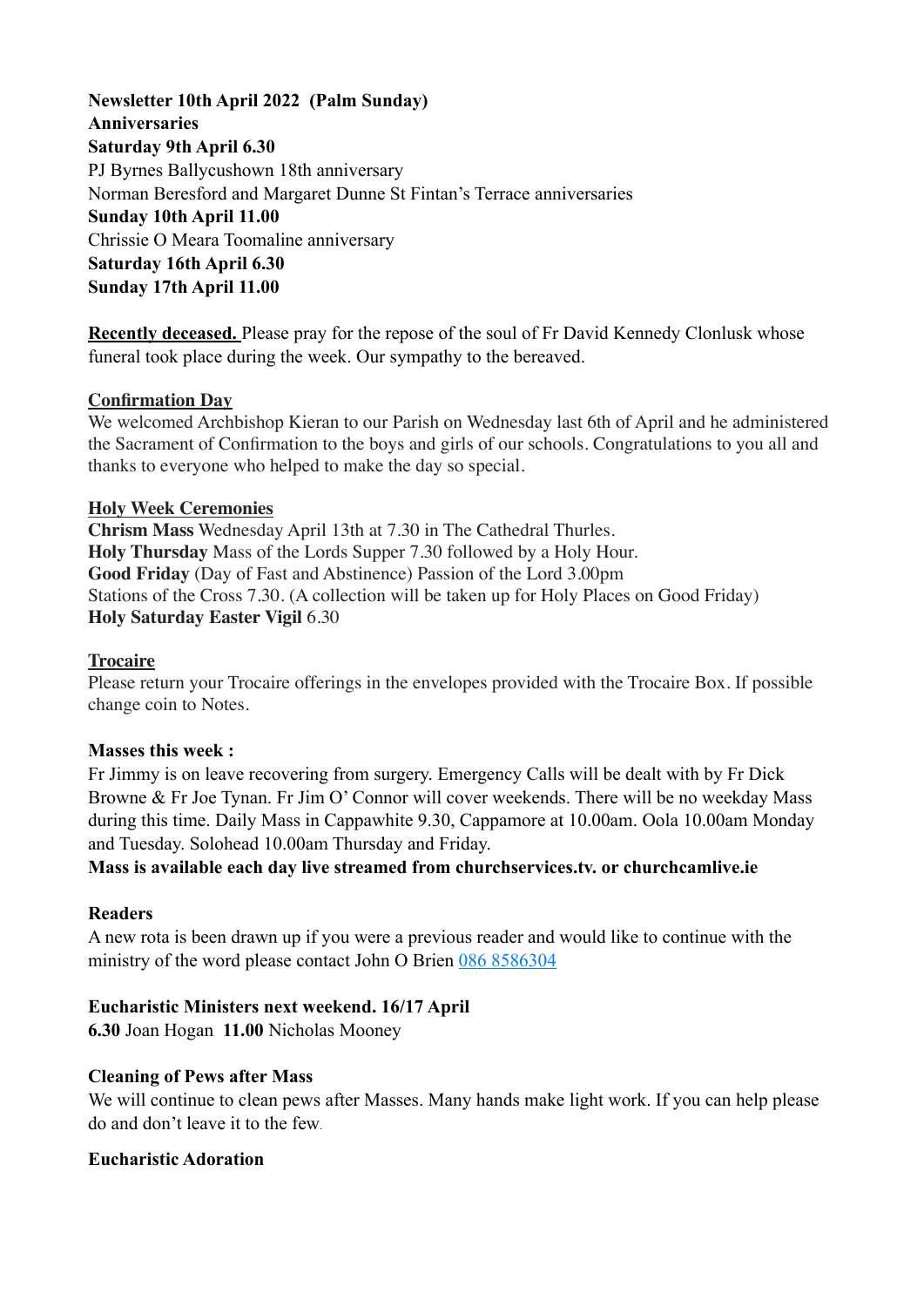**Newsletter 10th April 2022 (Palm Sunday)**
**Anniversaries**
**Saturday 9th April 6.30**
PJ Byrnes Ballycushown 18th anniversary
Norman Beresford and Margaret Dunne St Fintan's Terrace anniversaries
**Sunday 10th April 11.00**
Chrissie O Meara Toomaline anniversary
**Saturday 16th April 6.30**
**Sunday 17th April 11.00**

**Recently deceased.** Please pray for the repose of the soul of Fr David Kennedy Clonlusk whose funeral took place during the week. Our sympathy to the bereaved.

**Confirmation Day**
We welcomed Archbishop Kieran to our Parish on Wednesday last 6th of April and he administered the Sacrament of Confirmation to the boys and girls of our schools. Congratulations to you all and thanks to everyone who helped to make the day so special.

**Holy Week Ceremonies**
**Chrism Mass** Wednesday April 13th at 7.30 in The Cathedral Thurles.
**Holy Thursday** Mass of the Lords Supper 7.30 followed by a Holy Hour.
**Good Friday** (Day of Fast and Abstinence) Passion of the Lord 3.00pm
Stations of the Cross 7.30. (A collection will be taken up for Holy Places on Good Friday)
**Holy Saturday Easter Vigil** 6.30

**Trocaire**
Please return your Trocaire offerings in the envelopes provided with the Trocaire Box. If possible change coin to Notes.

**Masses this week :**
Fr Jimmy is on leave recovering from surgery. Emergency Calls will be dealt with by Fr Dick Browne & Fr Joe Tynan. Fr Jim O' Connor will cover weekends. There will be no weekday Mass during this time. Daily Mass in Cappawhite 9.30, Cappamore at 10.00am. Oola 10.00am Monday and Tuesday. Solohead 10.00am Thursday and Friday.
**Mass is available each day live streamed from churchservices.tv. or churchcamlive.ie**

**Readers**
A new rota is been drawn up if you were a previous reader and would like to continue with the ministry of the word please contact John O Brien 086 8586304

**Eucharistic Ministers next weekend. 16/17 April**
**6.30** Joan Hogan **11.00** Nicholas Mooney

**Cleaning of Pews after Mass**
We will continue to clean pews after Masses. Many hands make light work. If you can help please do and don't leave it to the few.

**Eucharistic Adoration**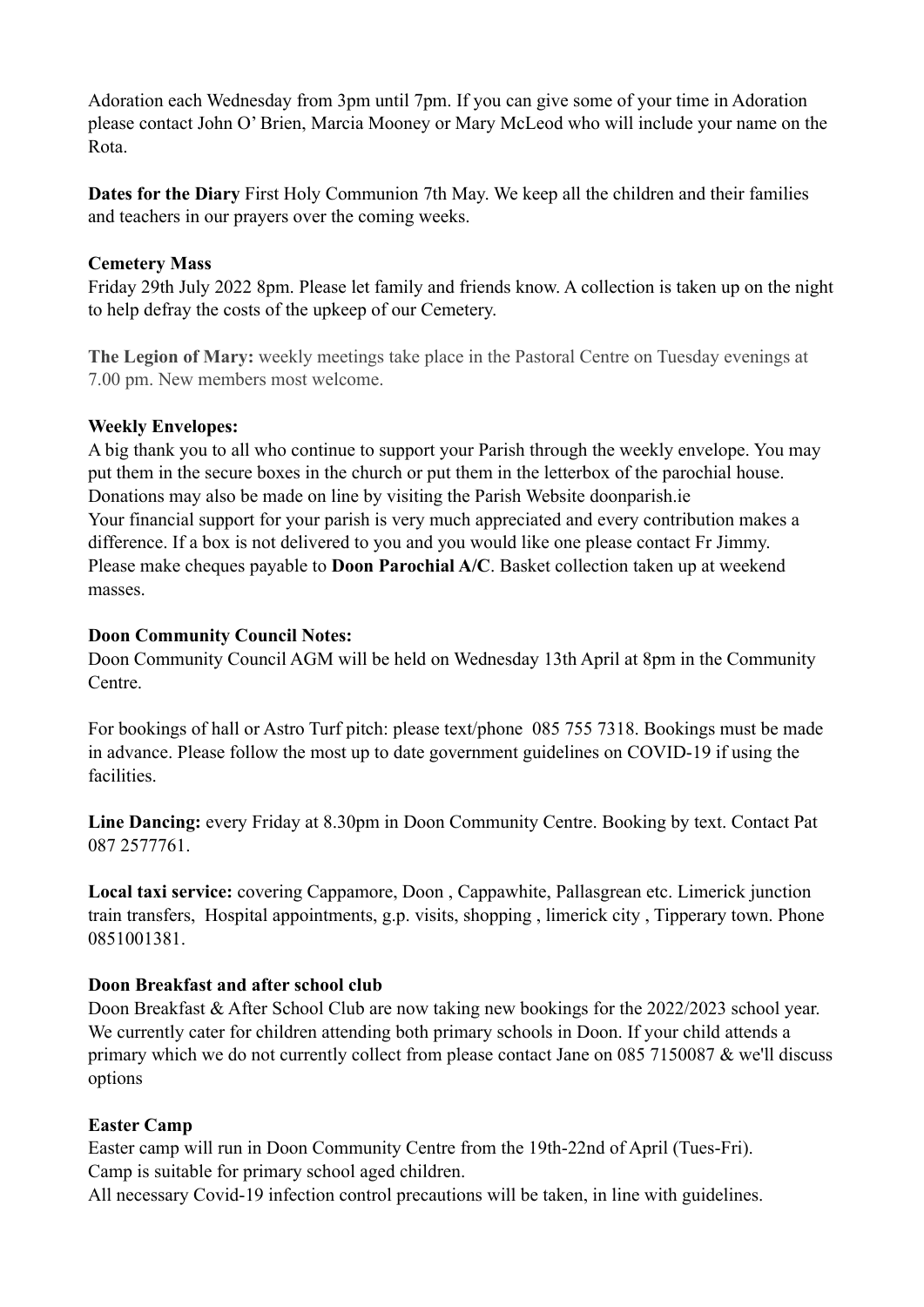Adoration each Wednesday from 3pm until 7pm. If you can give some of your time in Adoration please contact John O' Brien, Marcia Mooney or Mary McLeod who will include your name on the Rota.

**Dates for the Diary** First Holy Communion 7th May. We keep all the children and their families and teachers in our prayers over the coming weeks.

**Cemetery Mass**
Friday 29th July 2022 8pm. Please let family and friends know. A collection is taken up on the night to help defray the costs of the upkeep of our Cemetery.

**The Legion of Mary:** weekly meetings take place in the Pastoral Centre on Tuesday evenings at 7.00 pm. New members most welcome.

**Weekly Envelopes:**
A big thank you to all who continue to support your Parish through the weekly envelope. You may put them in the secure boxes in the church or put them in the letterbox of the parochial house. Donations may also be made on line by visiting the Parish Website doonparish.ie
Your financial support for your parish is very much appreciated and every contribution makes a difference. If a box is not delivered to you and you would like one please contact Fr Jimmy. Please make cheques payable to **Doon Parochial A/C**. Basket collection taken up at weekend masses.

**Doon Community Council Notes:**
Doon Community Council AGM will be held on Wednesday 13th April at 8pm in the Community Centre.

For bookings of hall or Astro Turf pitch: please text/phone 085 755 7318. Bookings must be made in advance. Please follow the most up to date government guidelines on COVID-19 if using the facilities.

**Line Dancing:** every Friday at 8.30pm in Doon Community Centre. Booking by text. Contact Pat 087 2577761.

**Local taxi service:** covering Cappamore, Doon , Cappawhite, Pallasgrean etc. Limerick junction train transfers, Hospital appointments, g.p. visits, shopping , limerick city , Tipperary town. Phone 0851001381.

**Doon Breakfast and after school club**
Doon Breakfast & After School Club are now taking new bookings for the 2022/2023 school year. We currently cater for children attending both primary schools in Doon. If your child attends a primary which we do not currently collect from please contact Jane on 085 7150087 & we'll discuss options

**Easter Camp**
Easter camp will run in Doon Community Centre from the 19th-22nd of April (Tues-Fri).
Camp is suitable for primary school aged children.
All necessary Covid-19 infection control precautions will be taken, in line with guidelines.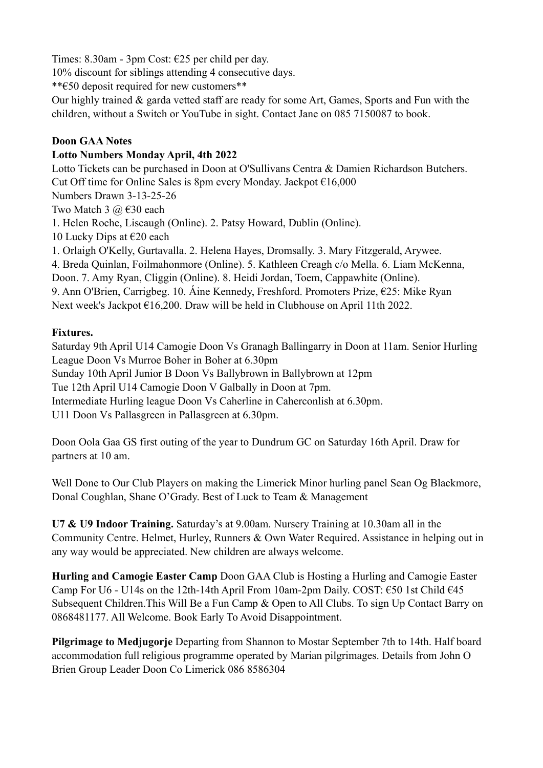Times: 8.30am - 3pm Cost: €25 per child per day.
10% discount for siblings attending 4 consecutive days.
**€50 deposit required for new customers**
Our highly trained & garda vetted staff are ready for some Art, Games, Sports and Fun with the children, without a Switch or YouTube in sight. Contact Jane on 085 7150087 to book.

**Doon GAA Notes**

**Lotto Numbers Monday April, 4th 2022**

Lotto Tickets can be purchased in Doon at O'Sullivans Centra & Damien Richardson Butchers.
Cut Off time for Online Sales is 8pm every Monday. Jackpot €16,000
Numbers Drawn 3-13-25-26
Two Match 3 @ €30 each
1. Helen Roche, Liscaugh (Online). 2. Patsy Howard, Dublin (Online).
10 Lucky Dips at €20 each
1. Orlaigh O'Kelly, Gurtavalla. 2. Helena Hayes, Dromsally. 3. Mary Fitzgerald, Arywee.
4. Breda Quinlan, Foilmahonmore (Online). 5. Kathleen Creagh c/o Mella. 6. Liam McKenna, Doon. 7. Amy Ryan, Cliggin (Online). 8. Heidi Jordan, Toem, Cappawhite (Online).
9. Ann O'Brien, Carrigbeg. 10. Áine Kennedy, Freshford. Promoters Prize, €25: Mike Ryan
Next week's Jackpot €16,200. Draw will be held in Clubhouse on April 11th 2022.

**Fixtures.**

Saturday 9th April U14 Camogie Doon Vs Granagh Ballingarry in Doon at 11am. Senior Hurling League Doon Vs Murroe Boher in Boher at 6.30pm
Sunday 10th April Junior B Doon Vs Ballybrown in Ballybrown at 12pm
Tue 12th April U14 Camogie Doon V Galbally in Doon at 7pm.
Intermediate Hurling league Doon Vs Caherline in Caherconlish at 6.30pm.
U11 Doon Vs Pallasgreen in Pallasgreen at 6.30pm.

Doon Oola Gaa GS first outing of the year to Dundrum GC on Saturday 16th April. Draw for partners at 10 am.

Well Done to Our Club Players on making the Limerick Minor hurling panel Sean Og Blackmore, Donal Coughlan, Shane O'Grady. Best of Luck to Team & Management

**U7 & U9 Indoor Training.** Saturday's at 9.00am. Nursery Training at 10.30am all in the Community Centre. Helmet, Hurley, Runners & Own Water Required. Assistance in helping out in any way would be appreciated. New children are always welcome.

**Hurling and Camogie Easter Camp** Doon GAA Club is Hosting a Hurling and Camogie Easter Camp For U6 - U14s on the 12th-14th April From 10am-2pm Daily. COST: €50 1st Child €45 Subsequent Children.This Will Be a Fun Camp & Open to All Clubs. To sign Up Contact Barry on 0868481177. All Welcome. Book Early To Avoid Disappointment.

**Pilgrimage to Medjugorje** Departing from Shannon to Mostar September 7th to 14th. Half board accommodation full religious programme operated by Marian pilgrimages. Details from John O Brien Group Leader Doon Co Limerick 086 8586304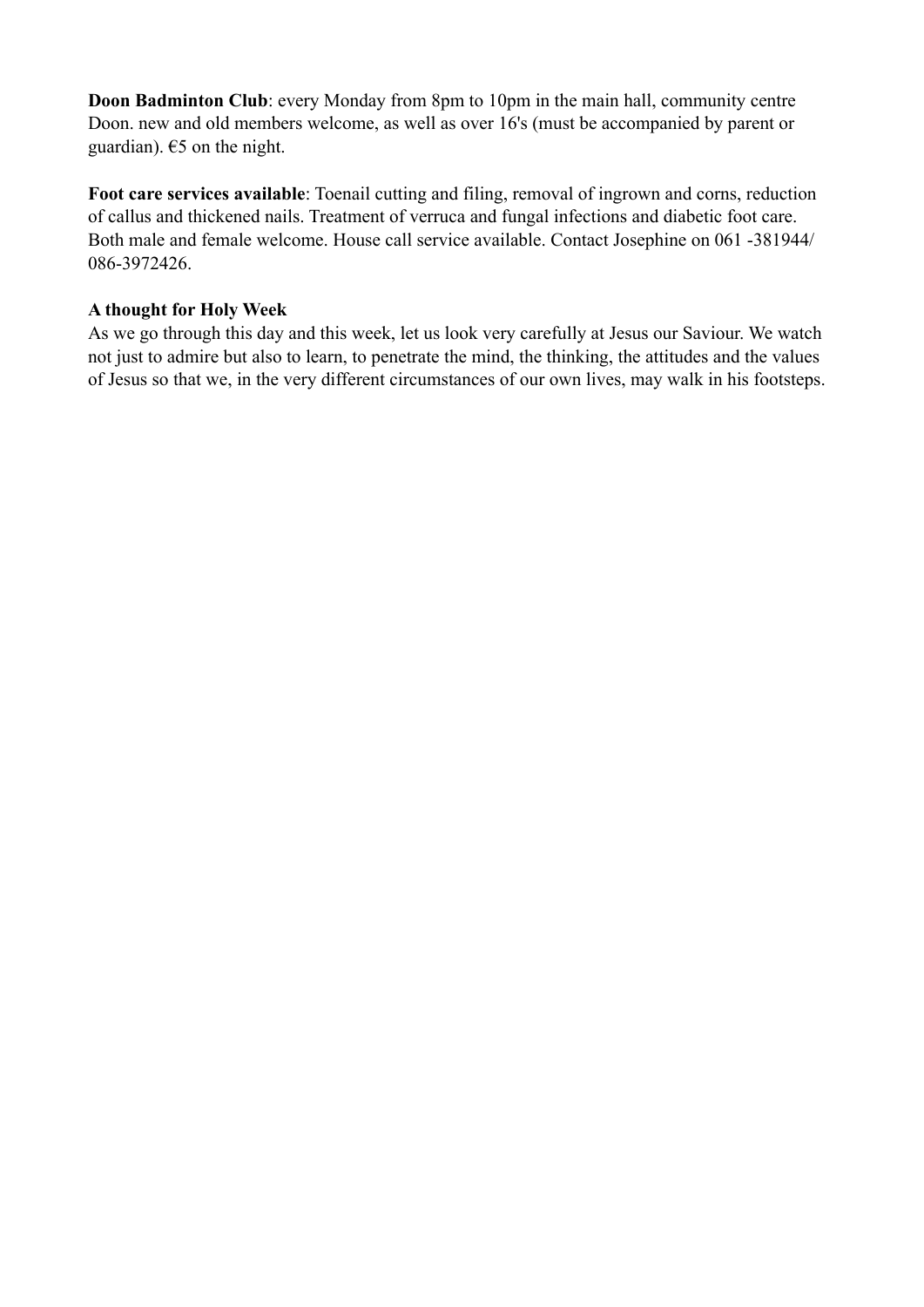**Doon Badminton Club**: every Monday from 8pm to 10pm in the main hall, community centre Doon. new and old members welcome, as well as over 16's (must be accompanied by parent or guardian). €5 on the night.

**Foot care services available**: Toenail cutting and filing, removal of ingrown and corns, reduction of callus and thickened nails. Treatment of verruca and fungal infections and diabetic foot care. Both male and female welcome. House call service available. Contact Josephine on 061 -381944/ 086-3972426.

**A thought for Holy Week**

As we go through this day and this week, let us look very carefully at Jesus our Saviour. We watch not just to admire but also to learn, to penetrate the mind, the thinking, the attitudes and the values of Jesus so that we, in the very different circumstances of our own lives, may walk in his footsteps.